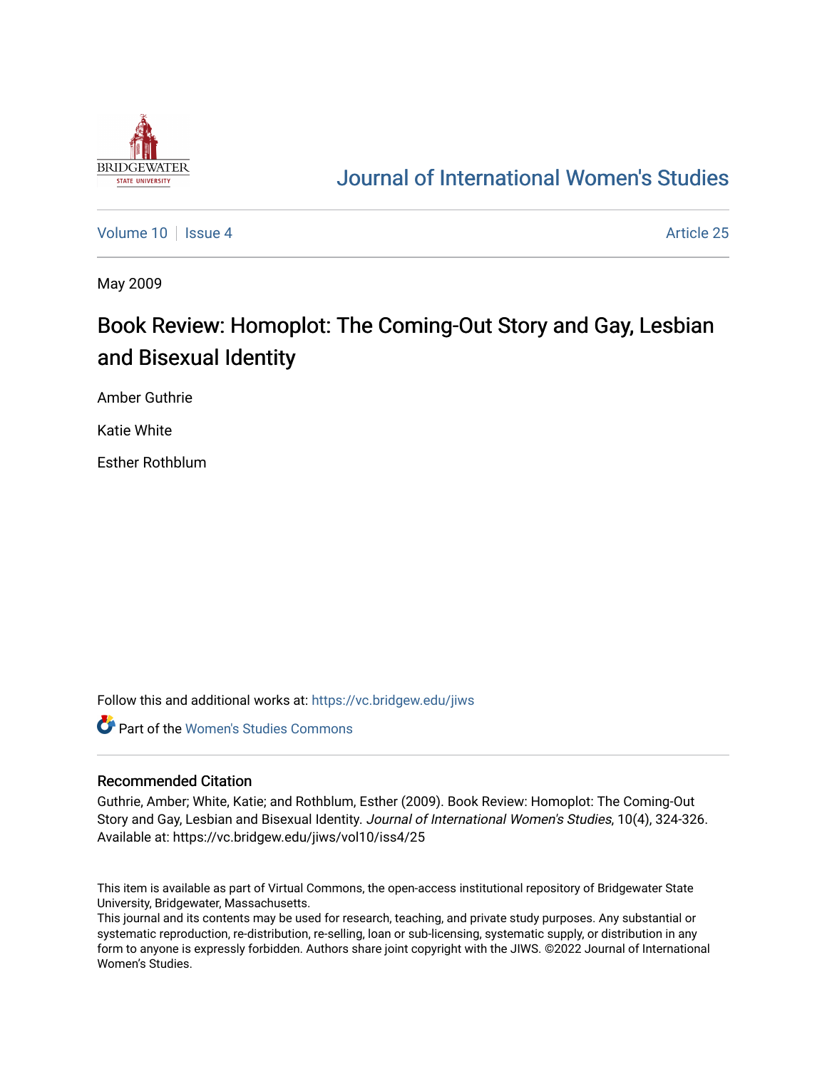Journal of International Women's Studies

Volume 10 | Issue 4 | Article 25

May 2009

# Book Review: Homoplot: The Coming-Out Story and Gay, Lesbian and Bisexual Identity

Amber Guthrie

Katie White

Esther Rothblum

Follow this and additional works at: https://vc.bridgew.edu/jiws

Part of the Women's Studies Commons

## Recommended Citation

Guthrie, Amber; White, Katie; and Rothblum, Esther (2009). Book Review: Homoplot: The Coming-Out Story and Gay, Lesbian and Bisexual Identity. *Journal of International Women's Studies*, 10(4), 324-326. Available at: https://vc.bridgew.edu/jiws/vol10/iss4/25

This item is available as part of Virtual Commons, the open-access institutional repository of Bridgewater State University, Bridgewater, Massachusetts.

This journal and its contents may be used for research, teaching, and private study purposes. Any substantial or systematic reproduction, re-distribution, re-selling, loan or sub-licensing, systematic supply, or distribution in any form to anyone is expressly forbidden. Authors share joint copyright with the JIWS. ©2022 Journal of International Women's Studies.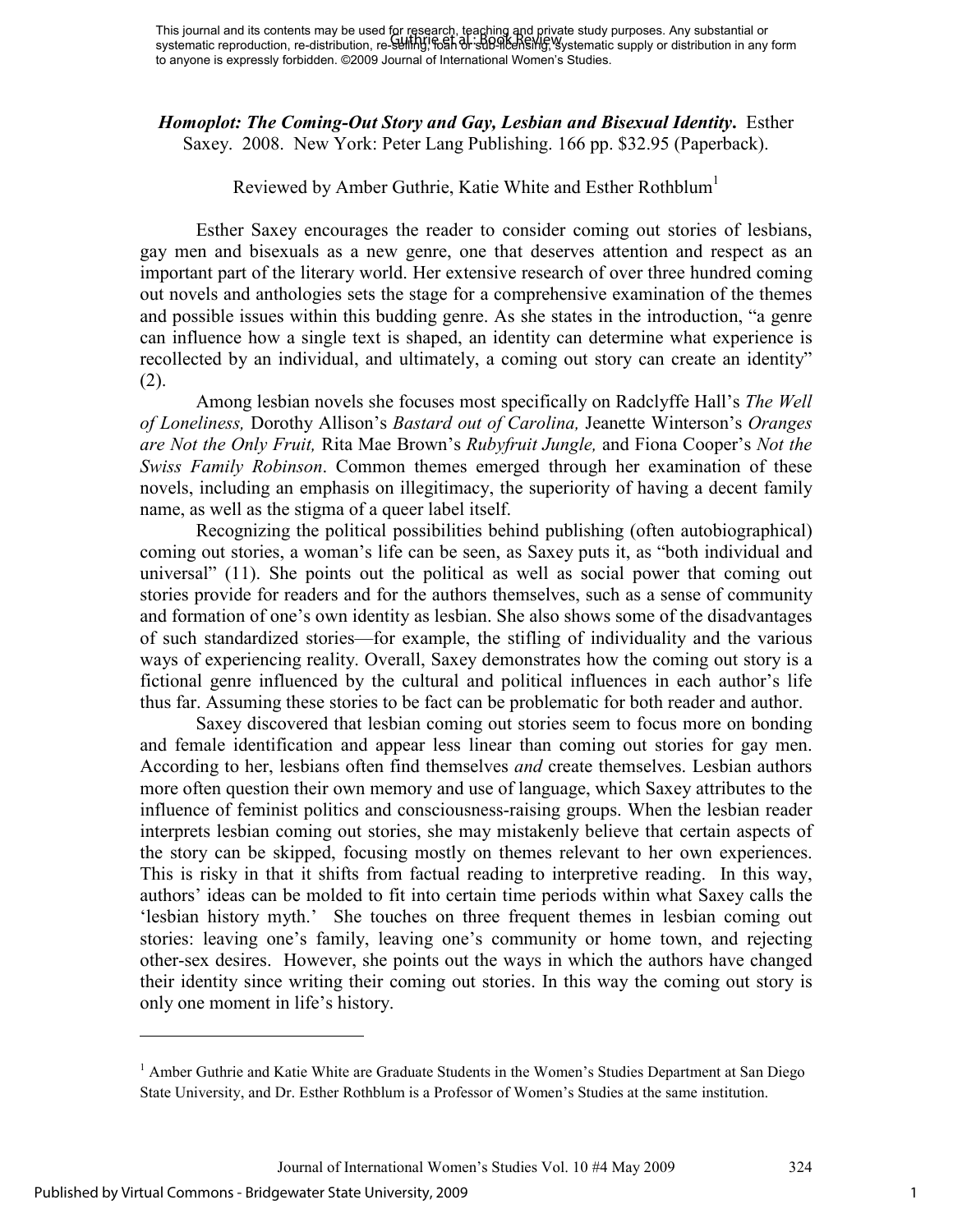***Homoplot: The Coming-Out Story and Gay, Lesbian and Bisexual Identity*.** Esther Saxey. 2008. New York: Peter Lang Publishing. 166 pp. $32.95 (Paperback).

Reviewed by Amber Guthrie, Katie White and Esther Rothblum[1]

Esther Saxey encourages the reader to consider coming out stories of lesbians, gay men and bisexuals as a new genre, one that deserves attention and respect as an important part of the literary world. Her extensive research of over three hundred coming out novels and anthologies sets the stage for a comprehensive examination of the themes and possible issues within this budding genre. As she states in the introduction, "a genre can influence how a single text is shaped, an identity can determine what experience is recollected by an individual, and ultimately, a coming out story can create an identity" (2).

Among lesbian novels she focuses most specifically on Radclyffe Hall's *The Well of Loneliness,* Dorothy Allison's *Bastard out of Carolina,* Jeanette Winterson's *Oranges are Not the Only Fruit,* Rita Mae Brown's *Rubyfruit Jungle,* and Fiona Cooper's *Not the Swiss Family Robinson*. Common themes emerged through her examination of these novels, including an emphasis on illegitimacy, the superiority of having a decent family name, as well as the stigma of a queer label itself.

Recognizing the political possibilities behind publishing (often autobiographical) coming out stories, a woman's life can be seen, as Saxey puts it, as "both individual and universal" (11). She points out the political as well as social power that coming out stories provide for readers and for the authors themselves, such as a sense of community and formation of one's own identity as lesbian. She also shows some of the disadvantages of such standardized stories—for example, the stifling of individuality and the various ways of experiencing reality. Overall, Saxey demonstrates how the coming out story is a fictional genre influenced by the cultural and political influences in each author's life thus far. Assuming these stories to be fact can be problematic for both reader and author.

Saxey discovered that lesbian coming out stories seem to focus more on bonding and female identification and appear less linear than coming out stories for gay men. According to her, lesbians often find themselves *and* create themselves. Lesbian authors more often question their own memory and use of language, which Saxey attributes to the influence of feminist politics and consciousness-raising groups. When the lesbian reader interprets lesbian coming out stories, she may mistakenly believe that certain aspects of the story can be skipped, focusing mostly on themes relevant to her own experiences. This is risky in that it shifts from factual reading to interpretive reading. In this way, authors' ideas can be molded to fit into certain time periods within what Saxey calls the 'lesbian history myth.' She touches on three frequent themes in lesbian coming out stories: leaving one's family, leaving one's community or home town, and rejecting other-sex desires. However, she points out the ways in which the authors have changed their identity since writing their coming out stories. In this way the coming out story is only one moment in life's history.

---

[1] Amber Guthrie and Katie White are Graduate Students in the Women's Studies Department at San Diego State University, and Dr. Esther Rothblum is a Professor of Women's Studies at the same institution.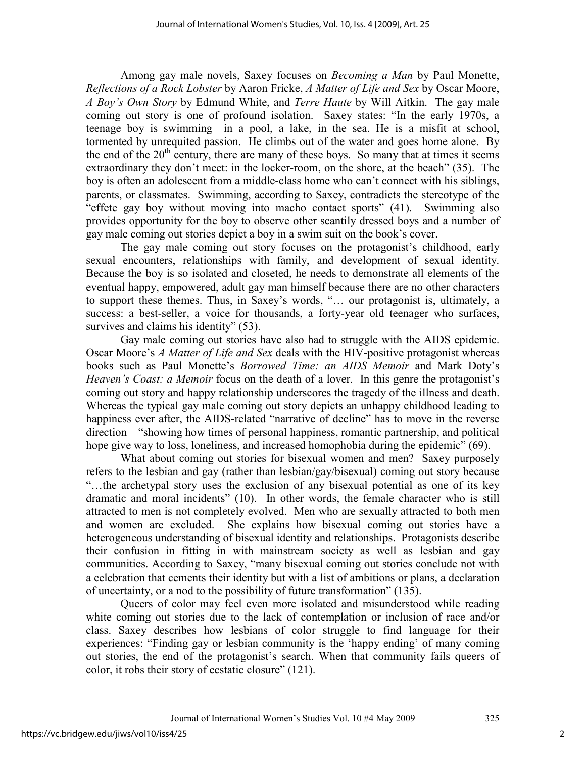Among gay male novels, Saxey focuses on *Becoming a Man* by Paul Monette, *Reflections of a Rock Lobster* by Aaron Fricke, *A Matter of Life and Sex* by Oscar Moore, *A Boy's Own Story* by Edmund White, and *Terre Haute* by Will Aitkin. The gay male coming out story is one of profound isolation. Saxey states: "In the early 1970s, a teenage boy is swimming—in a pool, a lake, in the sea. He is a misfit at school, tormented by unrequited passion. He climbs out of the water and goes home alone. By the end of the 20th century, there are many of these boys. So many that at times it seems extraordinary they don't meet: in the locker-room, on the shore, at the beach" (35). The boy is often an adolescent from a middle-class home who can't connect with his siblings, parents, or classmates. Swimming, according to Saxey, contradicts the stereotype of the "effete gay boy without moving into macho contact sports" (41). Swimming also provides opportunity for the boy to observe other scantily dressed boys and a number of gay male coming out stories depict a boy in a swim suit on the book's cover.

The gay male coming out story focuses on the protagonist's childhood, early sexual encounters, relationships with family, and development of sexual identity. Because the boy is so isolated and closeted, he needs to demonstrate all elements of the eventual happy, empowered, adult gay man himself because there are no other characters to support these themes. Thus, in Saxey's words, "… our protagonist is, ultimately, a success: a best-seller, a voice for thousands, a forty-year old teenager who surfaces, survives and claims his identity" (53).

Gay male coming out stories have also had to struggle with the AIDS epidemic. Oscar Moore's *A Matter of Life and Sex* deals with the HIV-positive protagonist whereas books such as Paul Monette's *Borrowed Time: an AIDS Memoir* and Mark Doty's *Heaven's Coast: a Memoir* focus on the death of a lover. In this genre the protagonist's coming out story and happy relationship underscores the tragedy of the illness and death. Whereas the typical gay male coming out story depicts an unhappy childhood leading to happiness ever after, the AIDS-related "narrative of decline" has to move in the reverse direction—"showing how times of personal happiness, romantic partnership, and political hope give way to loss, loneliness, and increased homophobia during the epidemic" (69).

What about coming out stories for bisexual women and men? Saxey purposely refers to the lesbian and gay (rather than lesbian/gay/bisexual) coming out story because "…the archetypal story uses the exclusion of any bisexual potential as one of its key dramatic and moral incidents" (10). In other words, the female character who is still attracted to men is not completely evolved. Men who are sexually attracted to both men and women are excluded. She explains how bisexual coming out stories have a heterogeneous understanding of bisexual identity and relationships. Protagonists describe their confusion in fitting in with mainstream society as well as lesbian and gay communities. According to Saxey, "many bisexual coming out stories conclude not with a celebration that cements their identity but with a list of ambitions or plans, a declaration of uncertainty, or a nod to the possibility of future transformation" (135).

Queers of color may feel even more isolated and misunderstood while reading white coming out stories due to the lack of contemplation or inclusion of race and/or class. Saxey describes how lesbians of color struggle to find language for their experiences: "Finding gay or lesbian community is the 'happy ending' of many coming out stories, the end of the protagonist's search. When that community fails queers of color, it robs their story of ecstatic closure" (121).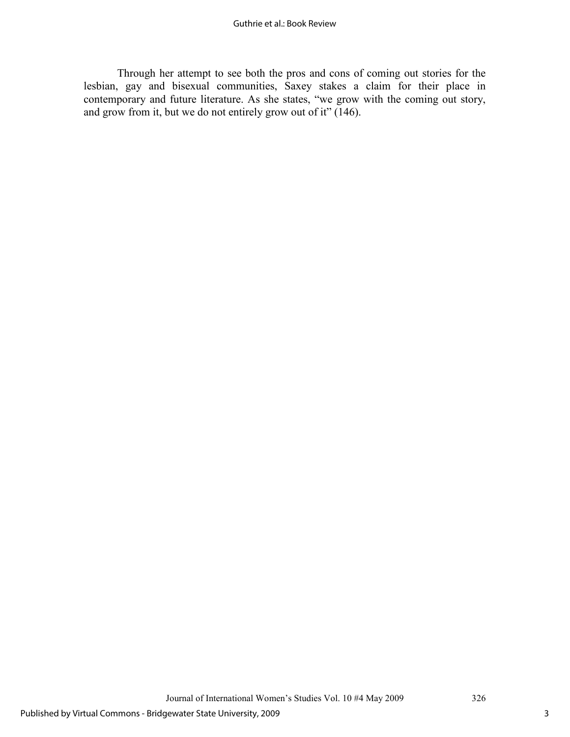Through her attempt to see both the pros and cons of coming out stories for the lesbian, gay and bisexual communities, Saxey stakes a claim for their place in contemporary and future literature. As she states, "we grow with the coming out story, and grow from it, but we do not entirely grow out of it" (146).